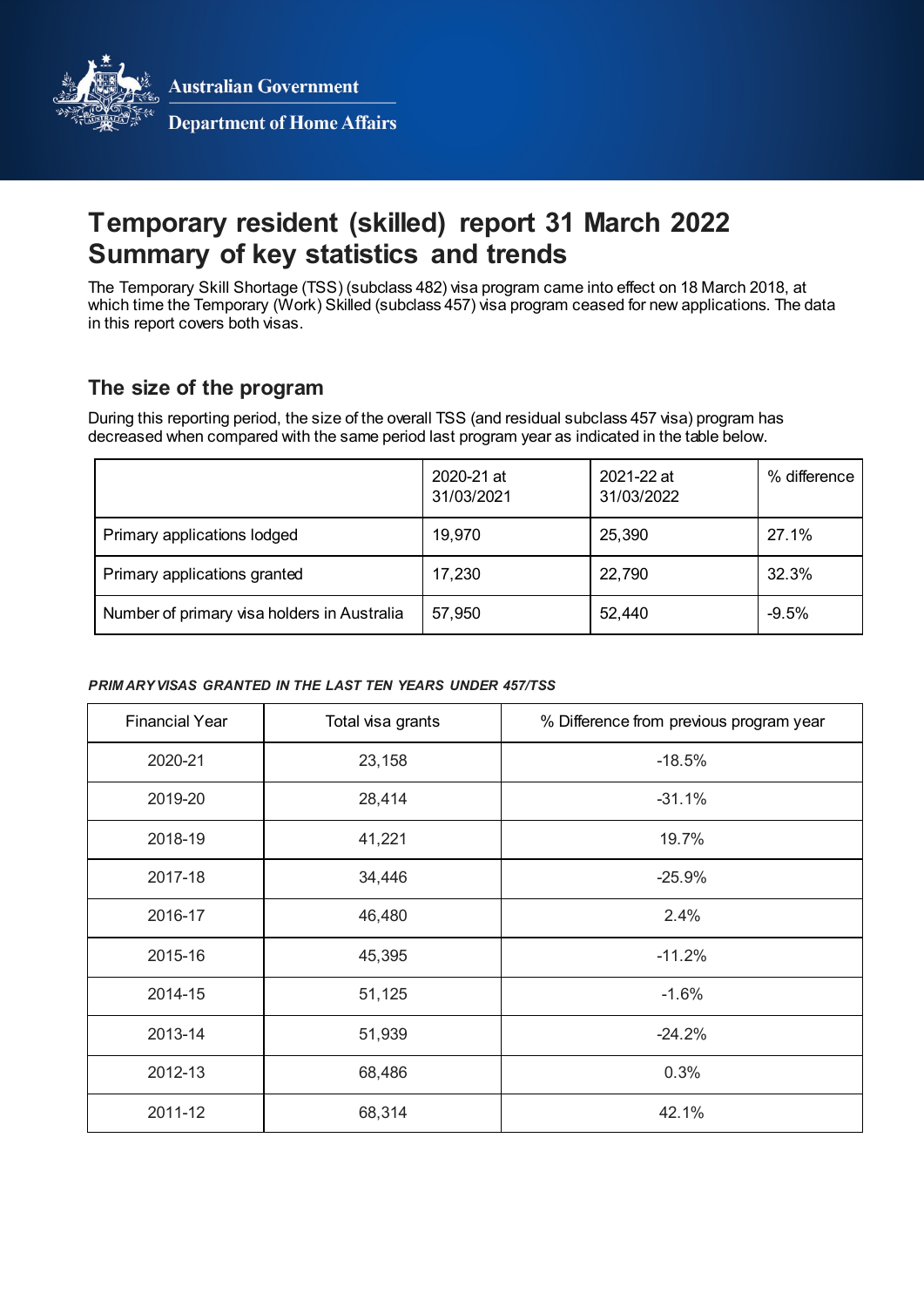Australian Government

Department of Home Affairs

# Temporary resident (skilled) report 31 March 2022 Summary of key statistics and trends

The Temporary Skill Shortage (TSS) (subclass 482) visa program came into effect on 18 March 2018, at which time the Temporary (Work) Skilled (subclass 457) visa program ceased for new applications. The data in this report covers both visas.

## The size of the program

During this reporting period, the size of the overall TSS (and residual subclass 457 visa) program has decreased when compared with the same period last program year as indicated in the table below.

| | 2020-21 at 31/03/2021 | 2021-22 at 31/03/2022 | % difference |
|---|---|---|---|
| Primary applications lodged | 19,970 | 25,390 | 27.1% |
| Primary applications granted | 17,230 | 22,790 | 32.3% |
| Number of primary visa holders in Australia | 57,950 | 52,440 | -9.5% |

***PRIMARY VISAS GRANTED IN THE LAST TEN YEARS UNDER 457/TSS***

| Financial Year | Total visa grants | % Difference from previous program year |
|---|---|---|
| 2020-21 | 23,158 | -18.5% |
| 2019-20 | 28,414 | -31.1% |
| 2018-19 | 41,221 | 19.7% |
| 2017-18 | 34,446 | -25.9% |
| 2016-17 | 46,480 | 2.4% |
| 2015-16 | 45,395 | -11.2% |
| 2014-15 | 51,125 | -1.6% |
| 2013-14 | 51,939 | -24.2% |
| 2012-13 | 68,486 | 0.3% |
| 2011-12 | 68,314 | 42.1% |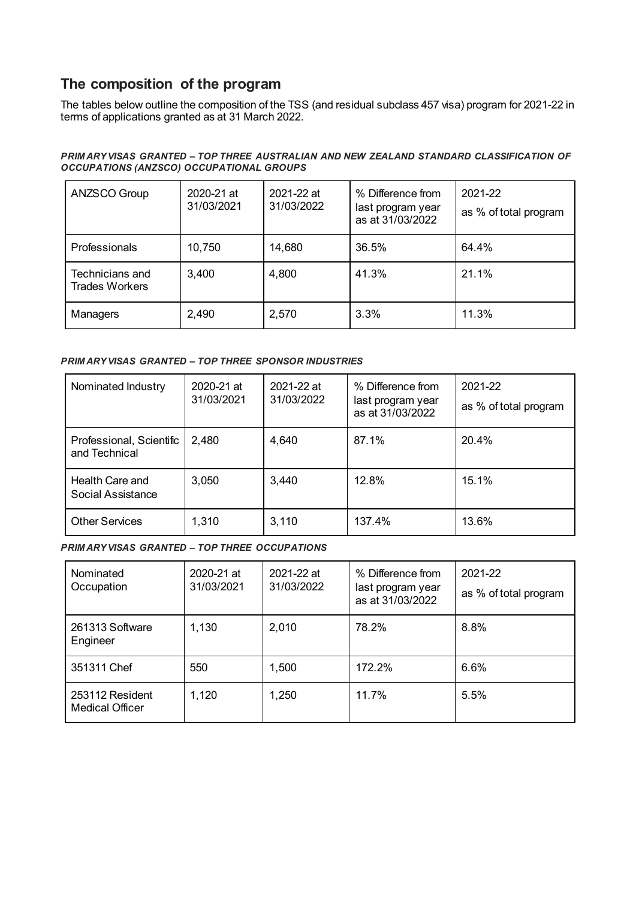## The composition of the program

The tables below outline the composition of the TSS (and residual subclass 457 visa) program for 2021-22 in terms of applications granted as at 31 March 2022.

***PRIMARY VISAS GRANTED – TOP THREE AUSTRALIAN AND NEW ZEALAND STANDARD CLASSIFICATION OF OCCUPATIONS (ANZSCO) OCCUPATIONAL GROUPS***

| ANZSCO Group | 2020-21 at 31/03/2021 | 2021-22 at 31/03/2022 | % Difference from last program year as at 31/03/2022 | 2021-22 as % of total program |
|---|---|---|---|---|
| Professionals | 10,750 | 14,680 | 36.5% | 64.4% |
| Technicians and Trades Workers | 3,400 | 4,800 | 41.3% | 21.1% |
| Managers | 2,490 | 2,570 | 3.3% | 11.3% |

***PRIMARY VISAS GRANTED – TOP THREE SPONSOR INDUSTRIES***

| Nominated Industry | 2020-21 at 31/03/2021 | 2021-22 at 31/03/2022 | % Difference from last program year as at 31/03/2022 | 2021-22 as % of total program |
|---|---|---|---|---|
| Professional, Scientific and Technical | 2,480 | 4,640 | 87.1% | 20.4% |
| Health Care and Social Assistance | 3,050 | 3,440 | 12.8% | 15.1% |
| Other Services | 1,310 | 3,110 | 137.4% | 13.6% |

***PRIMARY VISAS GRANTED – TOP THREE OCCUPATIONS***

| Nominated Occupation | 2020-21 at 31/03/2021 | 2021-22 at 31/03/2022 | % Difference from last program year as at 31/03/2022 | 2021-22 as % of total program |
|---|---|---|---|---|
| 261313 Software Engineer | 1,130 | 2,010 | 78.2% | 8.8% |
| 351311 Chef | 550 | 1,500 | 172.2% | 6.6% |
| 253112 Resident Medical Officer | 1,120 | 1,250 | 11.7% | 5.5% |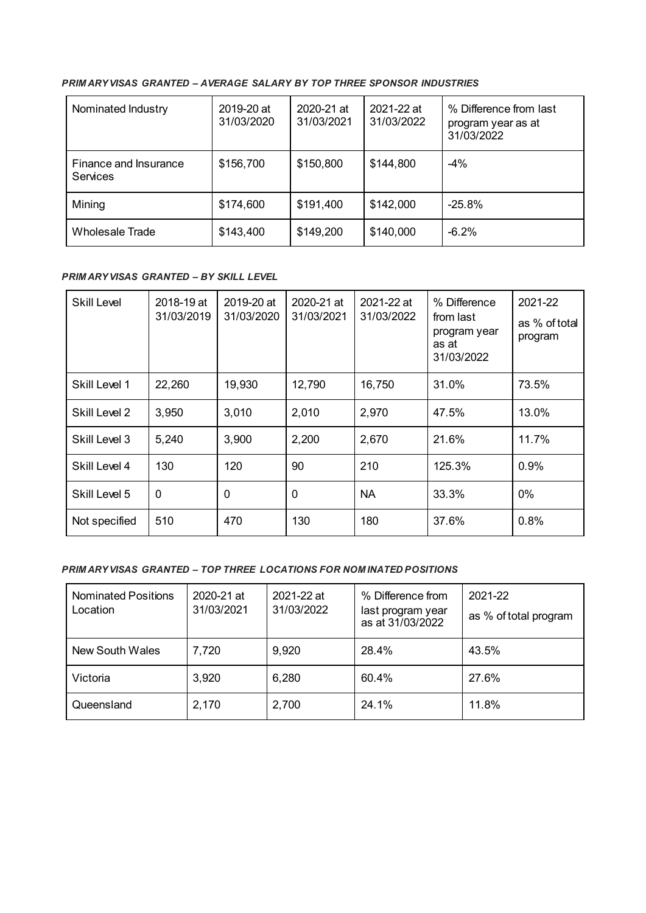***PRIMARY VISAS GRANTED – AVERAGE SALARY BY TOP THREE SPONSOR INDUSTRIES***

| Nominated Industry | 2019-20 at 31/03/2020 | 2020-21 at 31/03/2021 | 2021-22 at 31/03/2022 | % Difference from last program year as at 31/03/2022 |
|---|---|---|---|---|
| Finance and Insurance Services | $156,700 | $150,800 | $144,800 | -4% |
| Mining | $174,600 | $191,400 | $142,000 | -25.8% |
| Wholesale Trade | $143,400 | $149,200 | $140,000 | -6.2% |

***PRIMARY VISAS GRANTED – BY SKILL LEVEL***

| Skill Level | 2018-19 at 31/03/2019 | 2019-20 at 31/03/2020 | 2020-21 at 31/03/2021 | 2021-22 at 31/03/2022 | % Difference from last program year as at 31/03/2022 | 2021-22 as % of total program |
|---|---|---|---|---|---|---|
| Skill Level 1 | 22,260 | 19,930 | 12,790 | 16,750 | 31.0% | 73.5% |
| Skill Level 2 | 3,950 | 3,010 | 2,010 | 2,970 | 47.5% | 13.0% |
| Skill Level 3 | 5,240 | 3,900 | 2,200 | 2,670 | 21.6% | 11.7% |
| Skill Level 4 | 130 | 120 | 90 | 210 | 125.3% | 0.9% |
| Skill Level 5 | 0 | 0 | 0 | NA | 33.3% | 0% |
| Not specified | 510 | 470 | 130 | 180 | 37.6% | 0.8% |

***PRIMARY VISAS GRANTED – TOP THREE LOCATIONS FOR NOMINATED POSITIONS***

| Nominated Positions Location | 2020-21 at 31/03/2021 | 2021-22 at 31/03/2022 | % Difference from last program year as at 31/03/2022 | 2021-22 as % of total program |
|---|---|---|---|---|
| New South Wales | 7,720 | 9,920 | 28.4% | 43.5% |
| Victoria | 3,920 | 6,280 | 60.4% | 27.6% |
| Queensland | 2,170 | 2,700 | 24.1% | 11.8% |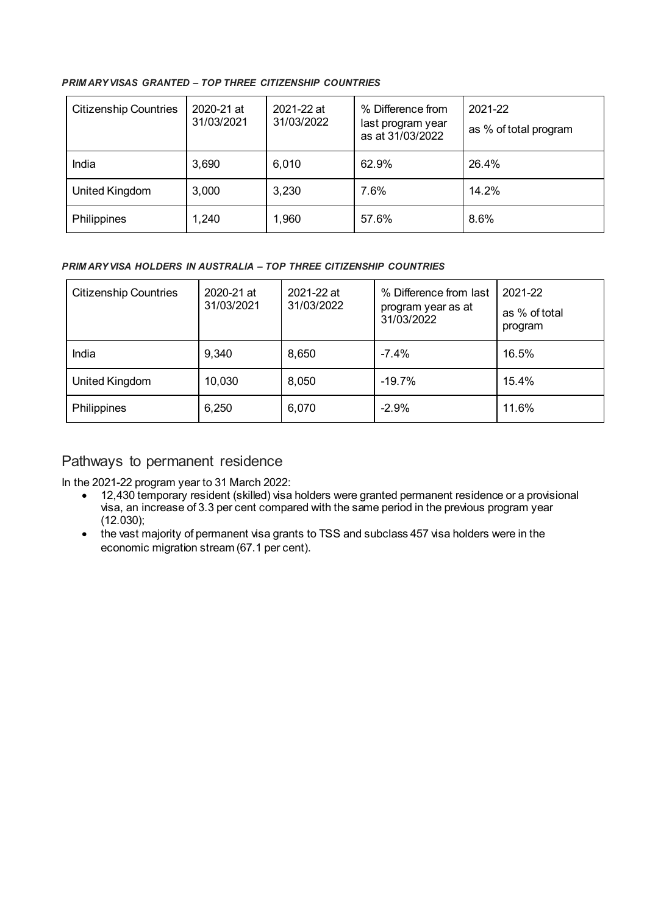***PRIMARY VISAS GRANTED – TOP THREE CITIZENSHIP COUNTRIES***

| Citizenship Countries | 2020-21 at 31/03/2021 | 2021-22 at 31/03/2022 | % Difference from last program year as at 31/03/2022 | 2021-22 as % of total program |
|---|---|---|---|---|
| India | 3,690 | 6,010 | 62.9% | 26.4% |
| United Kingdom | 3,000 | 3,230 | 7.6% | 14.2% |
| Philippines | 1,240 | 1,960 | 57.6% | 8.6% |

***PRIMARY VISA HOLDERS IN AUSTRALIA – TOP THREE CITIZENSHIP COUNTRIES***

| Citizenship Countries | 2020-21 at 31/03/2021 | 2021-22 at 31/03/2022 | % Difference from last program year as at 31/03/2022 | 2021-22 as % of total program |
|---|---|---|---|---|
| India | 9,340 | 8,650 | -7.4% | 16.5% |
| United Kingdom | 10,030 | 8,050 | -19.7% | 15.4% |
| Philippines | 6,250 | 6,070 | -2.9% | 11.6% |

## Pathways to permanent residence

In the 2021-22 program year to 31 March 2022:

- 12,430 temporary resident (skilled) visa holders were granted permanent residence or a provisional visa, an increase of 3.3 per cent compared with the same period in the previous program year (12.030);
- the vast majority of permanent visa grants to TSS and subclass 457 visa holders were in the economic migration stream (67.1 per cent).